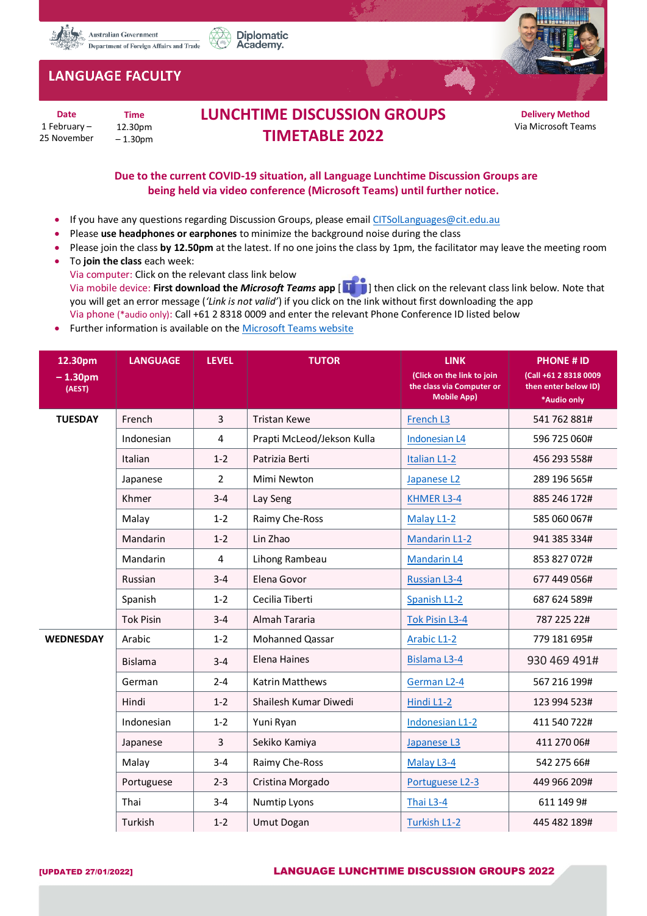Australian Government
Department of Foreign Affairs and Trade

Diplomatic Academy.

## LANGUAGE FACULTY

**Date**
1 February – 25 November

**Time**
12.30pm – 1.30pm

# LUNCHTIME DISCUSSION GROUPS TIMETABLE 2022

**Delivery Method**
Via Microsoft Teams

**Due to the current COVID-19 situation, all Language Lunchtime Discussion Groups are being held via video conference (Microsoft Teams) until further notice.**

- If you have any questions regarding Discussion Groups, please email CITSolLanguages@cit.edu.au
- Please **use headphones or earphones** to minimize the background noise during the class
- Please join the class **by 12.50pm** at the latest. If no one joins the class by 1pm, the facilitator may leave the meeting room
- To **join the class** each week:
  Via computer: Click on the relevant class link below
  Via mobile device: **First download the *Microsoft Teams* app** [ ] then click on the relevant class link below. Note that you will get an error message (*'Link is not valid'*) if you click on the link without first downloading the app
  Via phone (*audio only): Call +61 2 8318 0009 and enter the relevant Phone Conference ID listed below
- Further information is available on the Microsoft Teams website

| 12.30pm – 1.30pm (AEST) | LANGUAGE | LEVEL | TUTOR | LINK (Click on the link to join the class via Computer or Mobile App) | PHONE # ID (Call +61 2 8318 0009 then enter below ID) *Audio only |
|---|---|---|---|---|---|
| **TUESDAY** | French | 3 | Tristan Kewe | French L3 | 541 762 881# |
| | Indonesian | 4 | Prapti McLeod/Jekson Kulla | Indonesian L4 | 596 725 060# |
| | Italian | 1-2 | Patrizia Berti | Italian L1-2 | 456 293 558# |
| | Japanese | 2 | Mimi Newton | Japanese L2 | 289 196 565# |
| | Khmer | 3-4 | Lay Seng | KHMER L3-4 | 885 246 172# |
| | Malay | 1-2 | Raimy Che-Ross | Malay L1-2 | 585 060 067# |
| | Mandarin | 1-2 | Lin Zhao | Mandarin L1-2 | 941 385 334# |
| | Mandarin | 4 | Lihong Rambeau | Mandarin L4 | 853 827 072# |
| | Russian | 3-4 | Elena Govor | Russian L3-4 | 677 449 056# |
| | Spanish | 1-2 | Cecilia Tiberti | Spanish L1-2 | 687 624 589# |
| | Tok Pisin | 3-4 | Almah Tararia | Tok Pisin L3-4 | 787 225 22# |
| **WEDNESDAY** | Arabic | 1-2 | Mohanned Qassar | Arabic L1-2 | 779 181 695# |
| | Bislama | 3-4 | Elena Haines | Bislama L3-4 | 930 469 491# |
| | German | 2-4 | Katrin Matthews | German L2-4 | 567 216 199# |
| | Hindi | 1-2 | Shailesh Kumar Diwedi | Hindi L1-2 | 123 994 523# |
| | Indonesian | 1-2 | Yuni Ryan | Indonesian L1-2 | 411 540 722# |
| | Japanese | 3 | Sekiko Kamiya | Japanese L3 | 411 270 06# |
| | Malay | 3-4 | Raimy Che-Ross | Malay L3-4 | 542 275 66# |
| | Portuguese | 2-3 | Cristina Morgado | Portuguese L2-3 | 449 966 209# |
| | Thai | 3-4 | Numtip Lyons | Thai L3-4 | 611 149 9# |
| | Turkish | 1-2 | Umut Dogan | Turkish L1-2 | 445 482 189# |

[UPDATED 27/01/2022]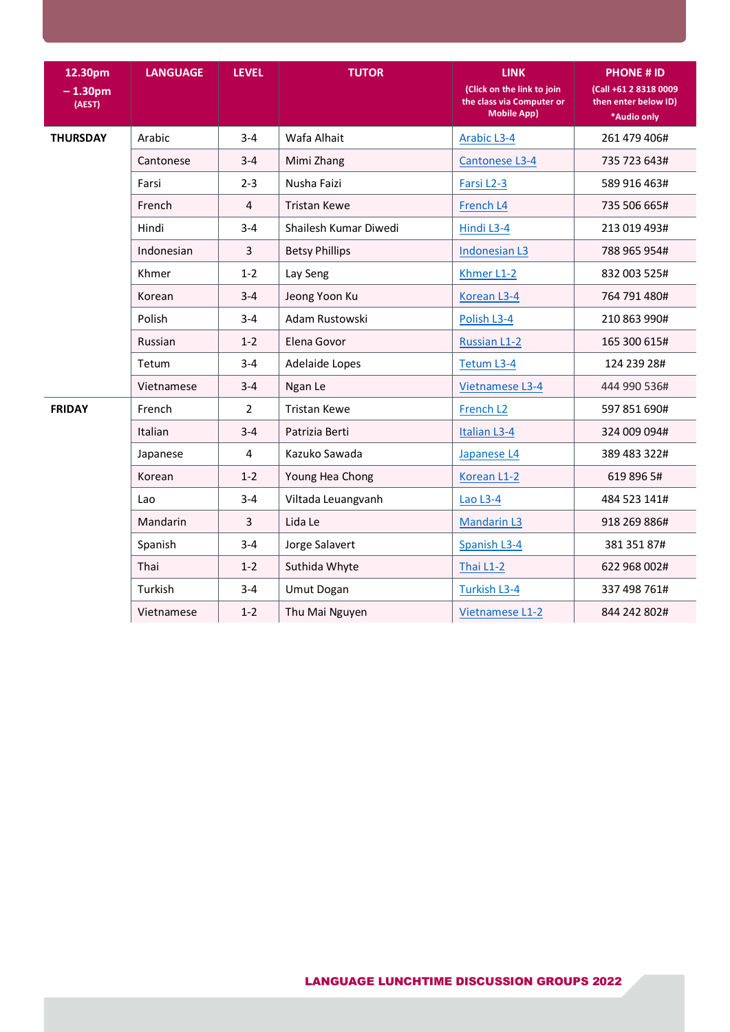| 12.30pm – 1.30pm (AEST) | LANGUAGE | LEVEL | TUTOR | LINK (Click on the link to join the class via Computer or Mobile App) | PHONE # ID (Call +61 2 8318 0009 then enter below ID) *Audio only |
|---|---|---|---|---|---|
| **THURSDAY** | Arabic | 3-4 | Wafa Alhait | Arabic L3-4 | 261 479 406# |
| | Cantonese | 3-4 | Mimi Zhang | Cantonese L3-4 | 735 723 643# |
| | Farsi | 2-3 | Nusha Faizi | Farsi L2-3 | 589 916 463# |
| | French | 4 | Tristan Kewe | French L4 | 735 506 665# |
| | Hindi | 3-4 | Shailesh Kumar Diwedi | Hindi L3-4 | 213 019 493# |
| | Indonesian | 3 | Betsy Phillips | Indonesian L3 | 788 965 954# |
| | Khmer | 1-2 | Lay Seng | Khmer L1-2 | 832 003 525# |
| | Korean | 3-4 | Jeong Yoon Ku | Korean L3-4 | 764 791 480# |
| | Polish | 3-4 | Adam Rustowski | Polish L3-4 | 210 863 990# |
| | Russian | 1-2 | Elena Govor | Russian L1-2 | 165 300 615# |
| | Tetum | 3-4 | Adelaide Lopes | Tetum L3-4 | 124 239 28# |
| | Vietnamese | 3-4 | Ngan Le | Vietnamese L3-4 | 444 990 536# |
| **FRIDAY** | French | 2 | Tristan Kewe | French L2 | 597 851 690# |
| | Italian | 3-4 | Patrizia Berti | Italian L3-4 | 324 009 094# |
| | Japanese | 4 | Kazuko Sawada | Japanese L4 | 389 483 322# |
| | Korean | 1-2 | Young Hea Chong | Korean L1-2 | 619 896 5# |
| | Lao | 3-4 | Viltada Leuangvanh | Lao L3-4 | 484 523 141# |
| | Mandarin | 3 | Lida Le | Mandarin L3 | 918 269 886# |
| | Spanish | 3-4 | Jorge Salavert | Spanish L3-4 | 381 351 87# |
| | Thai | 1-2 | Suthida Whyte | Thai L1-2 | 622 968 002# |
| | Turkish | 3-4 | Umut Dogan | Turkish L3-4 | 337 498 761# |
| | Vietnamese | 1-2 | Thu Mai Nguyen | Vietnamese L1-2 | 844 242 802# |